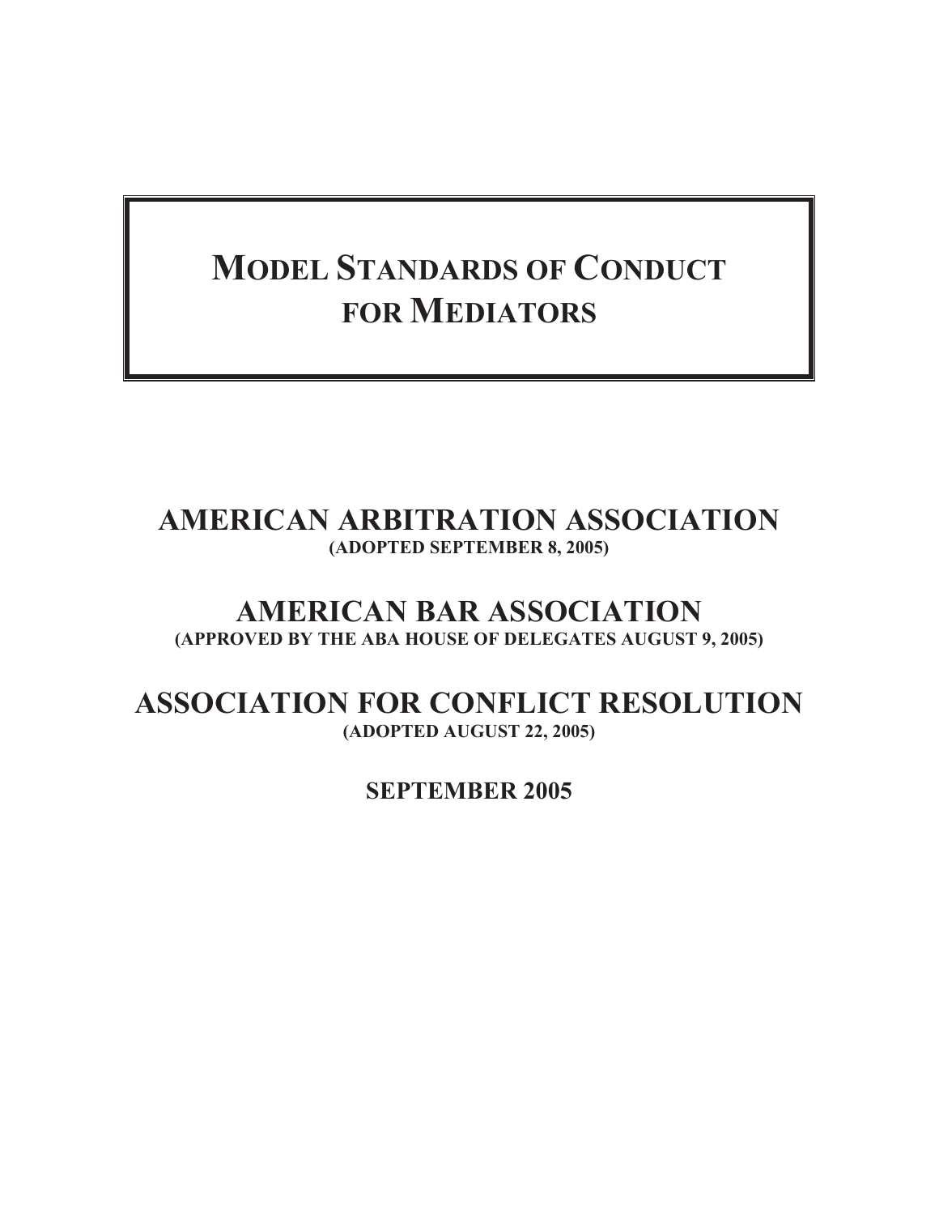# MODEL STANDARDS OF CONDUCT FOR MEDIATORS

## AMERICAN ARBITRATION ASSOCIATION

**(ADOPTED SEPTEMBER 8, 2005)**

## AMERICAN BAR ASSOCIATION

**(APPROVED BY THE ABA HOUSE OF DELEGATES AUGUST 9, 2005)**

## ASSOCIATION FOR CONFLICT RESOLUTION

**(ADOPTED AUGUST 22, 2005)**

**SEPTEMBER 2005**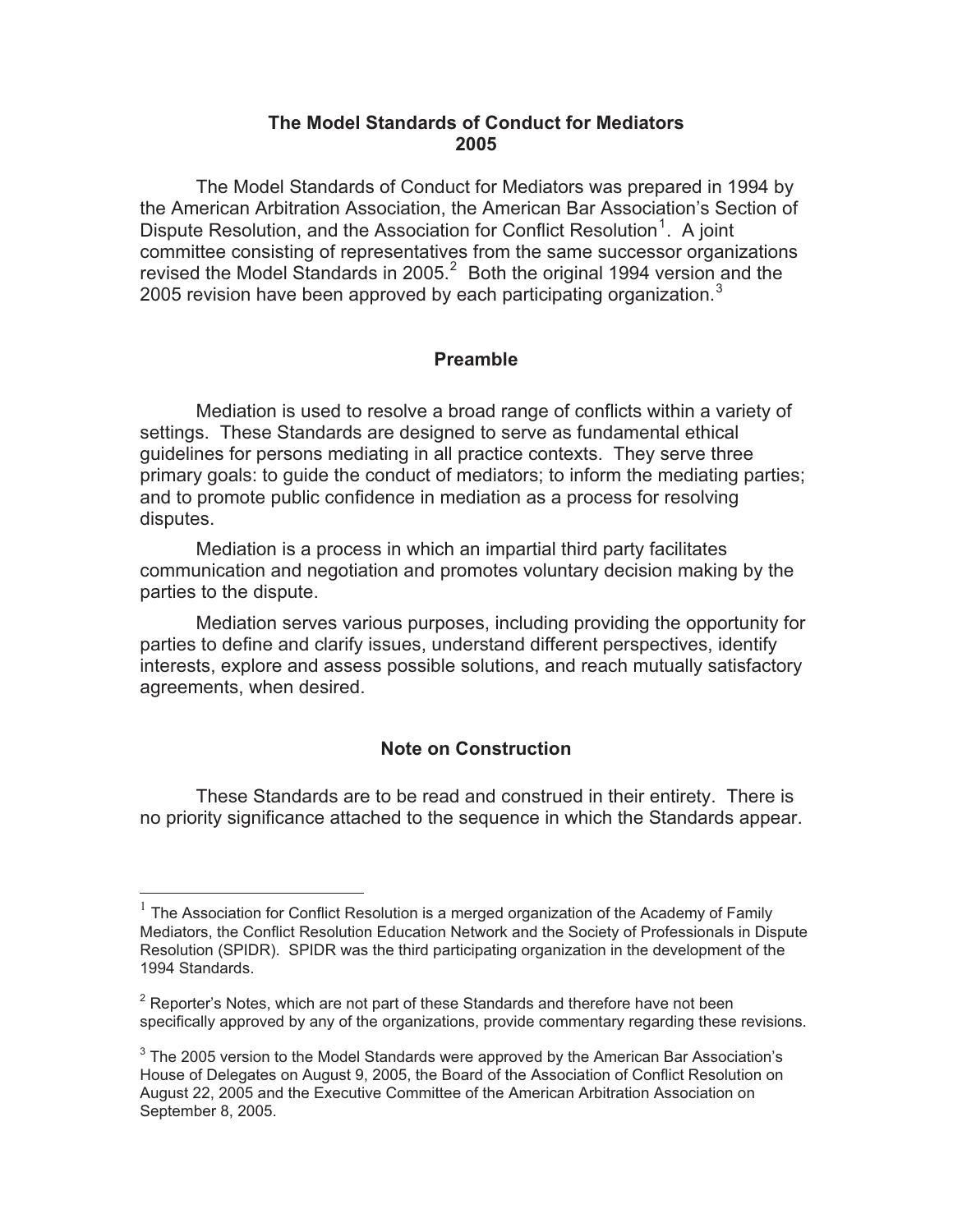## The Model Standards of Conduct for Mediators
## 2005

The Model Standards of Conduct for Mediators was prepared in 1994 by the American Arbitration Association, the American Bar Association's Section of Dispute Resolution, and the Association for Conflict Resolution[1]. A joint committee consisting of representatives from the same successor organizations revised the Model Standards in 2005.[2] Both the original 1994 version and the 2005 revision have been approved by each participating organization.[3]

### Preamble

Mediation is used to resolve a broad range of conflicts within a variety of settings. These Standards are designed to serve as fundamental ethical guidelines for persons mediating in all practice contexts. They serve three primary goals: to guide the conduct of mediators; to inform the mediating parties; and to promote public confidence in mediation as a process for resolving disputes.

Mediation is a process in which an impartial third party facilitates communication and negotiation and promotes voluntary decision making by the parties to the dispute.

Mediation serves various purposes, including providing the opportunity for parties to define and clarify issues, understand different perspectives, identify interests, explore and assess possible solutions, and reach mutually satisfactory agreements, when desired.

### Note on Construction

These Standards are to be read and construed in their entirety. There is no priority significance attached to the sequence in which the Standards appear.

---

[1] The Association for Conflict Resolution is a merged organization of the Academy of Family Mediators, the Conflict Resolution Education Network and the Society of Professionals in Dispute Resolution (SPIDR). SPIDR was the third participating organization in the development of the 1994 Standards.

[2] Reporter's Notes, which are not part of these Standards and therefore have not been specifically approved by any of the organizations, provide commentary regarding these revisions.

[3] The 2005 version to the Model Standards were approved by the American Bar Association's House of Delegates on August 9, 2005, the Board of the Association of Conflict Resolution on August 22, 2005 and the Executive Committee of the American Arbitration Association on September 8, 2005.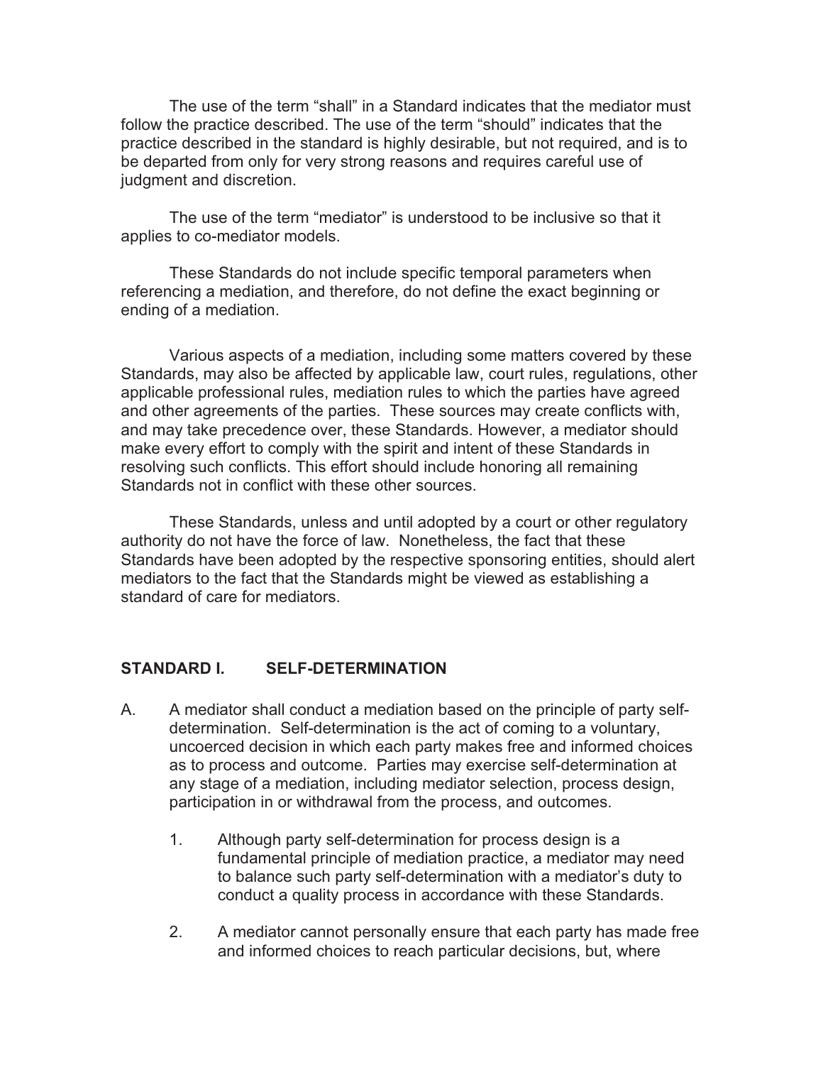The use of the term “shall” in a Standard indicates that the mediator must follow the practice described. The use of the term “should” indicates that the practice described in the standard is highly desirable, but not required, and is to be departed from only for very strong reasons and requires careful use of judgment and discretion.

The use of the term “mediator” is understood to be inclusive so that it applies to co-mediator models.

These Standards do not include specific temporal parameters when referencing a mediation, and therefore, do not define the exact beginning or ending of a mediation.

Various aspects of a mediation, including some matters covered by these Standards, may also be affected by applicable law, court rules, regulations, other applicable professional rules, mediation rules to which the parties have agreed and other agreements of the parties. These sources may create conflicts with, and may take precedence over, these Standards. However, a mediator should make every effort to comply with the spirit and intent of these Standards in resolving such conflicts. This effort should include honoring all remaining Standards not in conflict with these other sources.

These Standards, unless and until adopted by a court or other regulatory authority do not have the force of law. Nonetheless, the fact that these Standards have been adopted by the respective sponsoring entities, should alert mediators to the fact that the Standards might be viewed as establishing a standard of care for mediators.

## STANDARD I. SELF-DETERMINATION

A. A mediator shall conduct a mediation based on the principle of party self-determination. Self-determination is the act of coming to a voluntary, uncoerced decision in which each party makes free and informed choices as to process and outcome. Parties may exercise self-determination at any stage of a mediation, including mediator selection, process design, participation in or withdrawal from the process, and outcomes.

   1. Although party self-determination for process design is a fundamental principle of mediation practice, a mediator may need to balance such party self-determination with a mediator’s duty to conduct a quality process in accordance with these Standards.

   2. A mediator cannot personally ensure that each party has made free and informed choices to reach particular decisions, but, where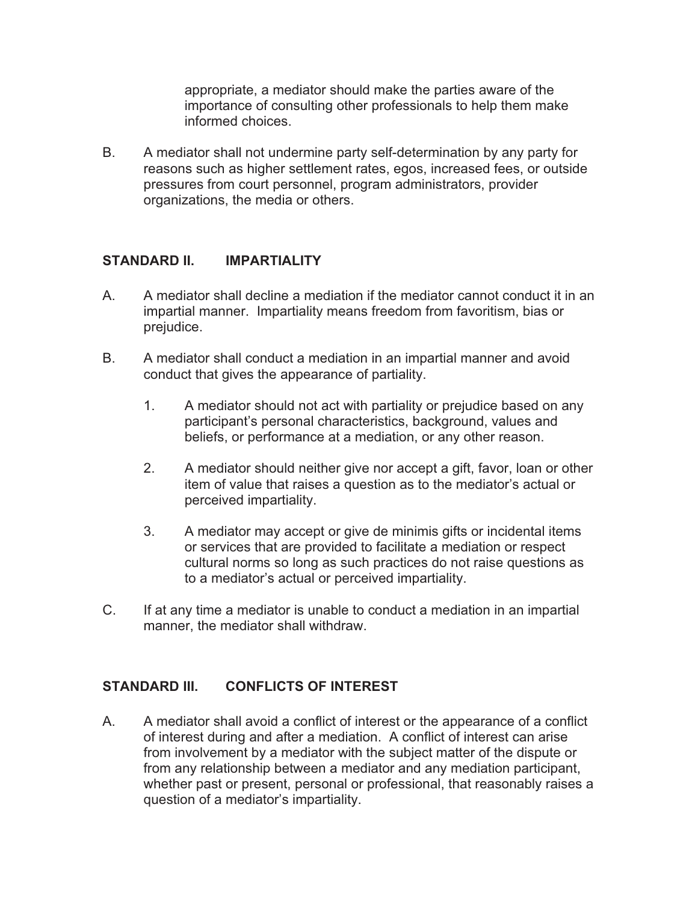appropriate, a mediator should make the parties aware of the importance of consulting other professionals to help them make informed choices.

B. A mediator shall not undermine party self-determination by any party for reasons such as higher settlement rates, egos, increased fees, or outside pressures from court personnel, program administrators, provider organizations, the media or others.

## STANDARD II. IMPARTIALITY

A. A mediator shall decline a mediation if the mediator cannot conduct it in an impartial manner. Impartiality means freedom from favoritism, bias or prejudice.

B. A mediator shall conduct a mediation in an impartial manner and avoid conduct that gives the appearance of partiality.

1. A mediator should not act with partiality or prejudice based on any participant's personal characteristics, background, values and beliefs, or performance at a mediation, or any other reason.

2. A mediator should neither give nor accept a gift, favor, loan or other item of value that raises a question as to the mediator's actual or perceived impartiality.

3. A mediator may accept or give de minimis gifts or incidental items or services that are provided to facilitate a mediation or respect cultural norms so long as such practices do not raise questions as to a mediator's actual or perceived impartiality.

C. If at any time a mediator is unable to conduct a mediation in an impartial manner, the mediator shall withdraw.

## STANDARD III. CONFLICTS OF INTEREST

A. A mediator shall avoid a conflict of interest or the appearance of a conflict of interest during and after a mediation. A conflict of interest can arise from involvement by a mediator with the subject matter of the dispute or from any relationship between a mediator and any mediation participant, whether past or present, personal or professional, that reasonably raises a question of a mediator's impartiality.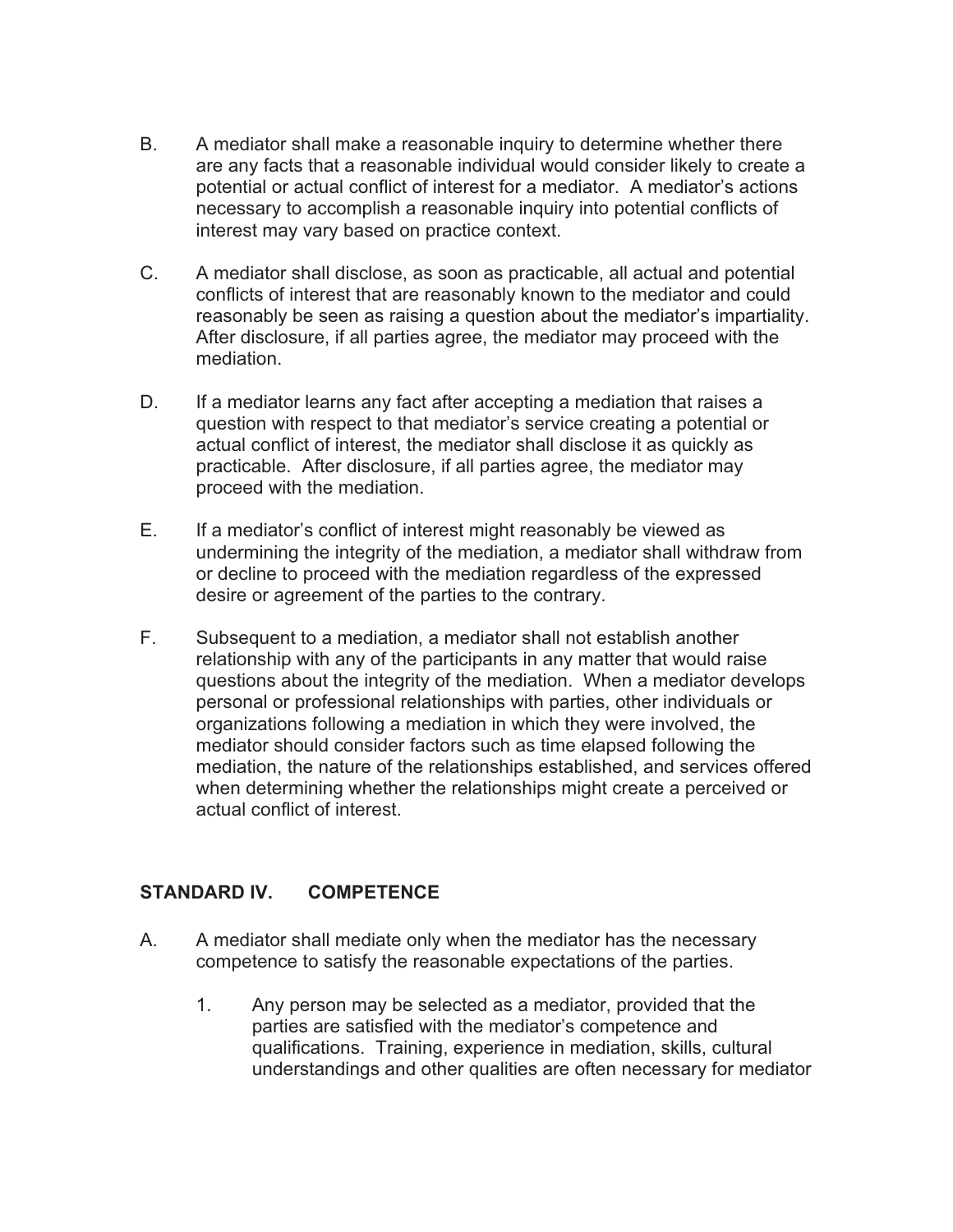B. A mediator shall make a reasonable inquiry to determine whether there are any facts that a reasonable individual would consider likely to create a potential or actual conflict of interest for a mediator. A mediator's actions necessary to accomplish a reasonable inquiry into potential conflicts of interest may vary based on practice context.

C. A mediator shall disclose, as soon as practicable, all actual and potential conflicts of interest that are reasonably known to the mediator and could reasonably be seen as raising a question about the mediator's impartiality. After disclosure, if all parties agree, the mediator may proceed with the mediation.

D. If a mediator learns any fact after accepting a mediation that raises a question with respect to that mediator's service creating a potential or actual conflict of interest, the mediator shall disclose it as quickly as practicable. After disclosure, if all parties agree, the mediator may proceed with the mediation.

E. If a mediator's conflict of interest might reasonably be viewed as undermining the integrity of the mediation, a mediator shall withdraw from or decline to proceed with the mediation regardless of the expressed desire or agreement of the parties to the contrary.

F. Subsequent to a mediation, a mediator shall not establish another relationship with any of the participants in any matter that would raise questions about the integrity of the mediation. When a mediator develops personal or professional relationships with parties, other individuals or organizations following a mediation in which they were involved, the mediator should consider factors such as time elapsed following the mediation, the nature of the relationships established, and services offered when determining whether the relationships might create a perceived or actual conflict of interest.

## STANDARD IV. COMPETENCE

A. A mediator shall mediate only when the mediator has the necessary competence to satisfy the reasonable expectations of the parties.

1. Any person may be selected as a mediator, provided that the parties are satisfied with the mediator's competence and qualifications. Training, experience in mediation, skills, cultural understandings and other qualities are often necessary for mediator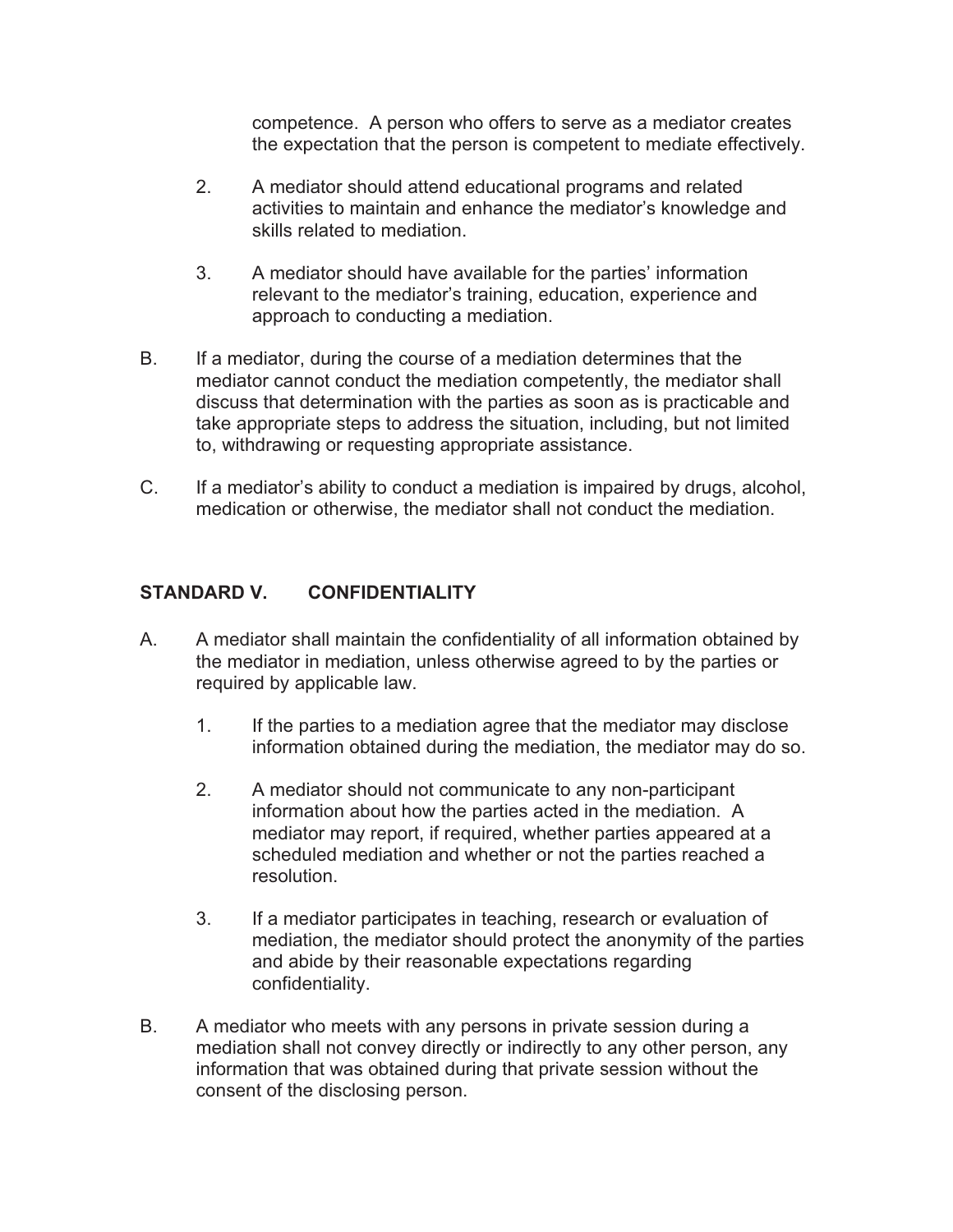competence. A person who offers to serve as a mediator creates the expectation that the person is competent to mediate effectively.

2. A mediator should attend educational programs and related activities to maintain and enhance the mediator's knowledge and skills related to mediation.

3. A mediator should have available for the parties' information relevant to the mediator's training, education, experience and approach to conducting a mediation.

B. If a mediator, during the course of a mediation determines that the mediator cannot conduct the mediation competently, the mediator shall discuss that determination with the parties as soon as is practicable and take appropriate steps to address the situation, including, but not limited to, withdrawing or requesting appropriate assistance.

C. If a mediator's ability to conduct a mediation is impaired by drugs, alcohol, medication or otherwise, the mediator shall not conduct the mediation.

## STANDARD V. CONFIDENTIALITY

A. A mediator shall maintain the confidentiality of all information obtained by the mediator in mediation, unless otherwise agreed to by the parties or required by applicable law.

1. If the parties to a mediation agree that the mediator may disclose information obtained during the mediation, the mediator may do so.

2. A mediator should not communicate to any non-participant information about how the parties acted in the mediation. A mediator may report, if required, whether parties appeared at a scheduled mediation and whether or not the parties reached a resolution.

3. If a mediator participates in teaching, research or evaluation of mediation, the mediator should protect the anonymity of the parties and abide by their reasonable expectations regarding confidentiality.

B. A mediator who meets with any persons in private session during a mediation shall not convey directly or indirectly to any other person, any information that was obtained during that private session without the consent of the disclosing person.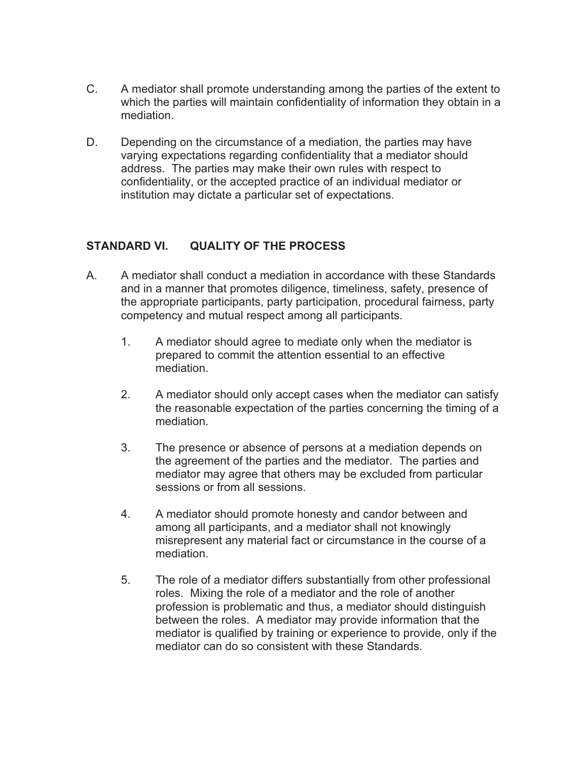C. A mediator shall promote understanding among the parties of the extent to which the parties will maintain confidentiality of information they obtain in a mediation.

D. Depending on the circumstance of a mediation, the parties may have varying expectations regarding confidentiality that a mediator should address. The parties may make their own rules with respect to confidentiality, or the accepted practice of an individual mediator or institution may dictate a particular set of expectations.

## STANDARD VI. QUALITY OF THE PROCESS

A. A mediator shall conduct a mediation in accordance with these Standards and in a manner that promotes diligence, timeliness, safety, presence of the appropriate participants, party participation, procedural fairness, party competency and mutual respect among all participants.

1. A mediator should agree to mediate only when the mediator is prepared to commit the attention essential to an effective mediation.

2. A mediator should only accept cases when the mediator can satisfy the reasonable expectation of the parties concerning the timing of a mediation.

3. The presence or absence of persons at a mediation depends on the agreement of the parties and the mediator. The parties and mediator may agree that others may be excluded from particular sessions or from all sessions.

4. A mediator should promote honesty and candor between and among all participants, and a mediator shall not knowingly misrepresent any material fact or circumstance in the course of a mediation.

5. The role of a mediator differs substantially from other professional roles. Mixing the role of a mediator and the role of another profession is problematic and thus, a mediator should distinguish between the roles. A mediator may provide information that the mediator is qualified by training or experience to provide, only if the mediator can do so consistent with these Standards.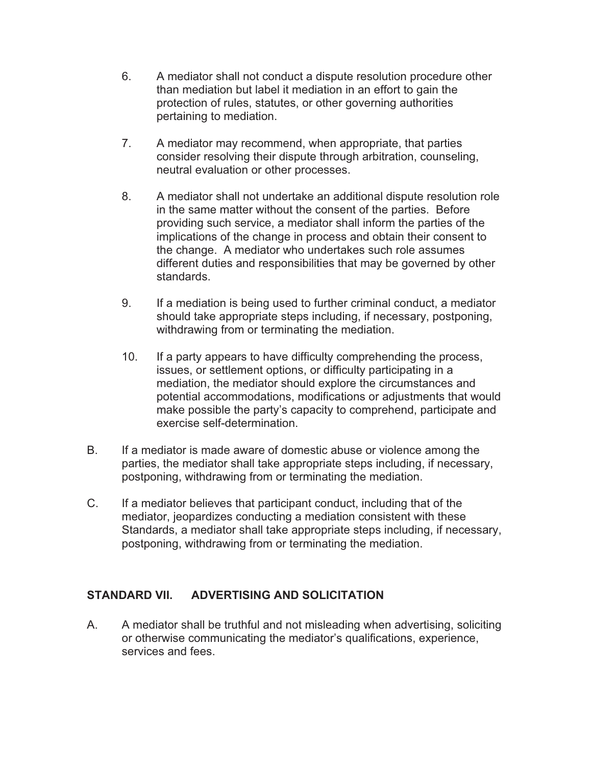6. A mediator shall not conduct a dispute resolution procedure other than mediation but label it mediation in an effort to gain the protection of rules, statutes, or other governing authorities pertaining to mediation.

7. A mediator may recommend, when appropriate, that parties consider resolving their dispute through arbitration, counseling, neutral evaluation or other processes.

8. A mediator shall not undertake an additional dispute resolution role in the same matter without the consent of the parties. Before providing such service, a mediator shall inform the parties of the implications of the change in process and obtain their consent to the change. A mediator who undertakes such role assumes different duties and responsibilities that may be governed by other standards.

9. If a mediation is being used to further criminal conduct, a mediator should take appropriate steps including, if necessary, postponing, withdrawing from or terminating the mediation.

10. If a party appears to have difficulty comprehending the process, issues, or settlement options, or difficulty participating in a mediation, the mediator should explore the circumstances and potential accommodations, modifications or adjustments that would make possible the party's capacity to comprehend, participate and exercise self-determination.

B. If a mediator is made aware of domestic abuse or violence among the parties, the mediator shall take appropriate steps including, if necessary, postponing, withdrawing from or terminating the mediation.

C. If a mediator believes that participant conduct, including that of the mediator, jeopardizes conducting a mediation consistent with these Standards, a mediator shall take appropriate steps including, if necessary, postponing, withdrawing from or terminating the mediation.

## STANDARD VII. ADVERTISING AND SOLICITATION

A. A mediator shall be truthful and not misleading when advertising, soliciting or otherwise communicating the mediator's qualifications, experience, services and fees.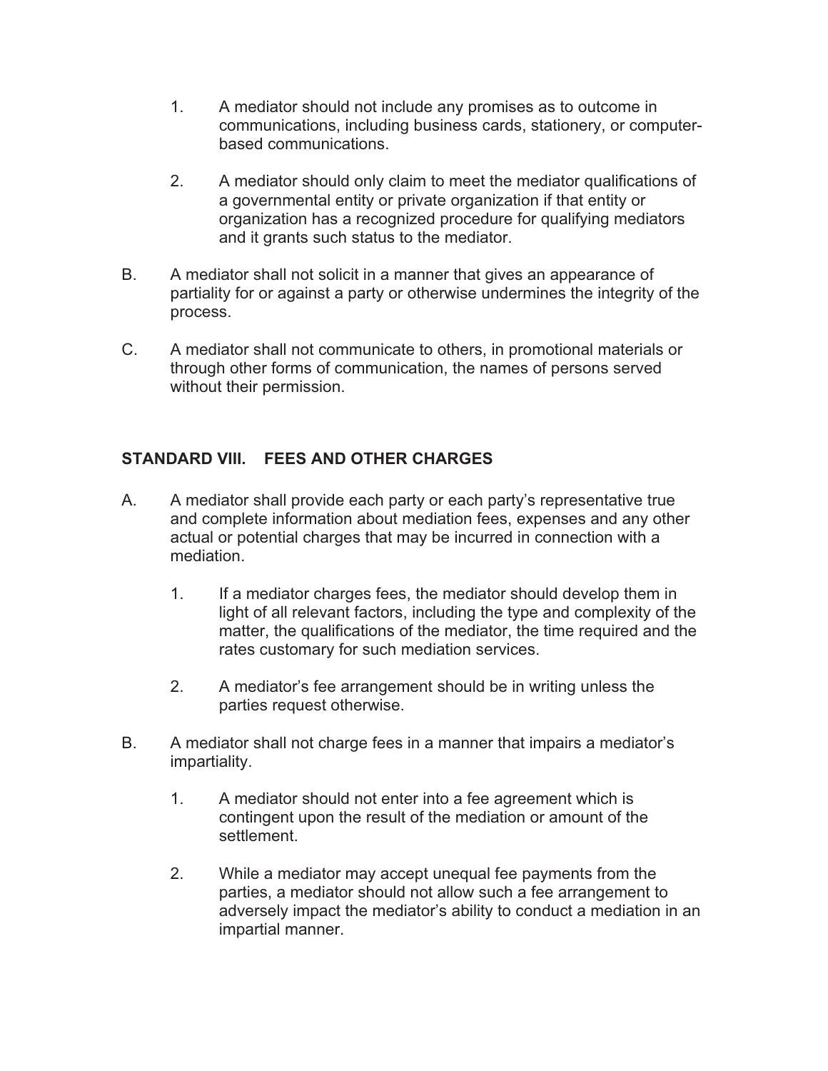1. A mediator should not include any promises as to outcome in communications, including business cards, stationery, or computer-based communications.

2. A mediator should only claim to meet the mediator qualifications of a governmental entity or private organization if that entity or organization has a recognized procedure for qualifying mediators and it grants such status to the mediator.

B. A mediator shall not solicit in a manner that gives an appearance of partiality for or against a party or otherwise undermines the integrity of the process.

C. A mediator shall not communicate to others, in promotional materials or through other forms of communication, the names of persons served without their permission.

## STANDARD VIII. FEES AND OTHER CHARGES

A. A mediator shall provide each party or each party's representative true and complete information about mediation fees, expenses and any other actual or potential charges that may be incurred in connection with a mediation.

  1. If a mediator charges fees, the mediator should develop them in light of all relevant factors, including the type and complexity of the matter, the qualifications of the mediator, the time required and the rates customary for such mediation services.

  2. A mediator's fee arrangement should be in writing unless the parties request otherwise.

B. A mediator shall not charge fees in a manner that impairs a mediator's impartiality.

  1. A mediator should not enter into a fee agreement which is contingent upon the result of the mediation or amount of the settlement.

  2. While a mediator may accept unequal fee payments from the parties, a mediator should not allow such a fee arrangement to adversely impact the mediator's ability to conduct a mediation in an impartial manner.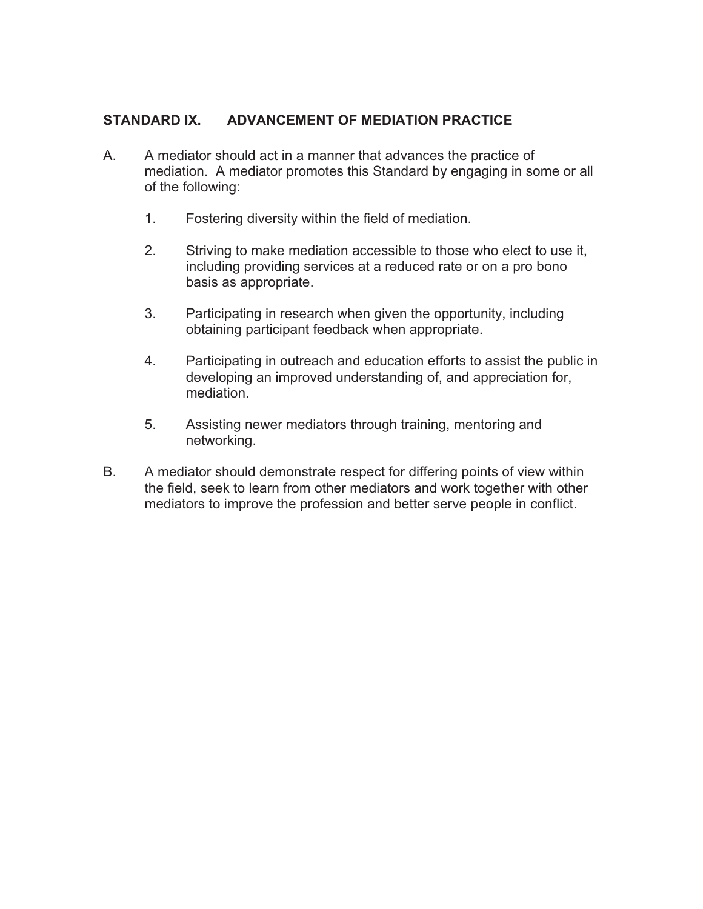## STANDARD IX. ADVANCEMENT OF MEDIATION PRACTICE

A. A mediator should act in a manner that advances the practice of mediation. A mediator promotes this Standard by engaging in some or all of the following:

   1. Fostering diversity within the field of mediation.

   2. Striving to make mediation accessible to those who elect to use it, including providing services at a reduced rate or on a pro bono basis as appropriate.

   3. Participating in research when given the opportunity, including obtaining participant feedback when appropriate.

   4. Participating in outreach and education efforts to assist the public in developing an improved understanding of, and appreciation for, mediation.

   5. Assisting newer mediators through training, mentoring and networking.

B. A mediator should demonstrate respect for differing points of view within the field, seek to learn from other mediators and work together with other mediators to improve the profession and better serve people in conflict.